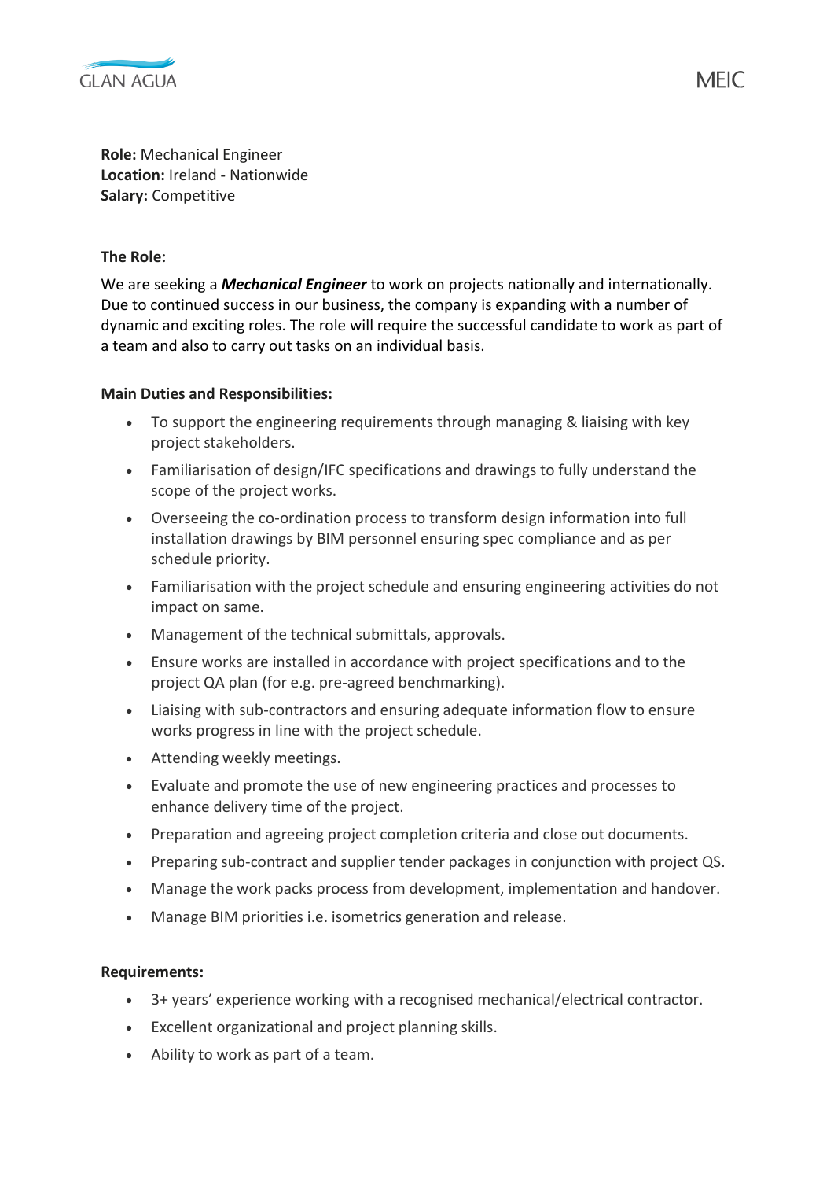**Role:** Mechanical Engineer
**Location:** Ireland - Nationwide
**Salary:** Competitive

**The Role:**

We are seeking a ***Mechanical Engineer*** to work on projects nationally and internationally. Due to continued success in our business, the company is expanding with a number of dynamic and exciting roles. The role will require the successful candidate to work as part of a team and also to carry out tasks on an individual basis.

**Main Duties and Responsibilities:**

- To support the engineering requirements through managing & liaising with key project stakeholders.
- Familiarisation of design/IFC specifications and drawings to fully understand the scope of the project works.
- Overseeing the co-ordination process to transform design information into full installation drawings by BIM personnel ensuring spec compliance and as per schedule priority.
- Familiarisation with the project schedule and ensuring engineering activities do not impact on same.
- Management of the technical submittals, approvals.
- Ensure works are installed in accordance with project specifications and to the project QA plan (for e.g. pre-agreed benchmarking).
- Liaising with sub-contractors and ensuring adequate information flow to ensure works progress in line with the project schedule.
- Attending weekly meetings.
- Evaluate and promote the use of new engineering practices and processes to enhance delivery time of the project.
- Preparation and agreeing project completion criteria and close out documents.
- Preparing sub-contract and supplier tender packages in conjunction with project QS.
- Manage the work packs process from development, implementation and handover.
- Manage BIM priorities i.e. isometrics generation and release.

**Requirements:**

- 3+ years' experience working with a recognised mechanical/electrical contractor.
- Excellent organizational and project planning skills.
- Ability to work as part of a team.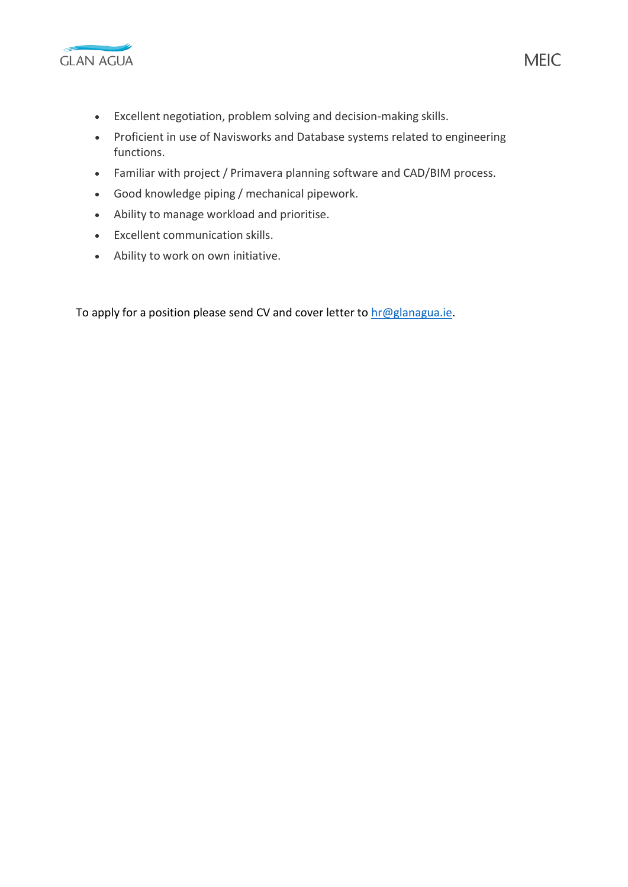- Excellent negotiation, problem solving and decision-making skills.
- Proficient in use of Navisworks and Database systems related to engineering functions.
- Familiar with project / Primavera planning software and CAD/BIM process.
- Good knowledge piping / mechanical pipework.
- Ability to manage workload and prioritise.
- Excellent communication skills.
- Ability to work on own initiative.

To apply for a position please send CV and cover letter to hr@glanagua.ie.